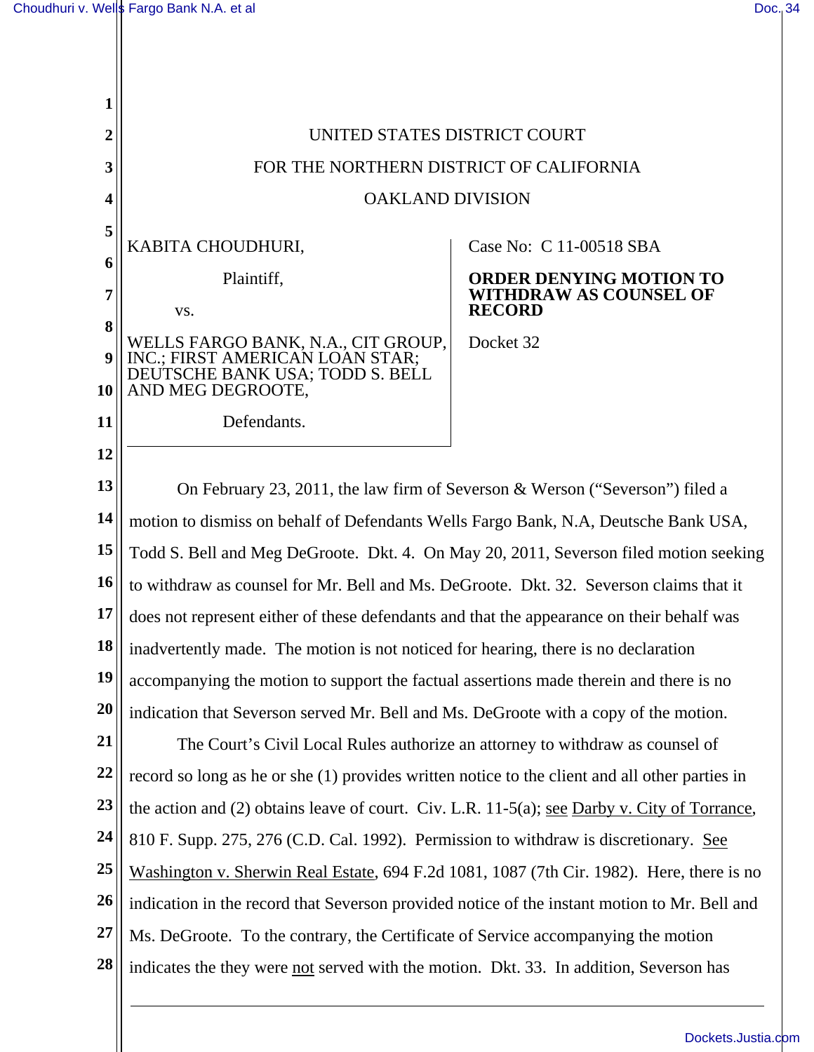UNITED STATES DISTRICT COURT

FOR THE NORTHERN DISTRICT OF CALIFORNIA

OAKLAND DIVISION

KABITA CHOUDHURI,

Plaintiff,

vs.

WELLS FARGO BANK, N.A., CIT GROUP, INC.; FIRST AMERICAN LOAN STAR; DEUTSCHE BANK USA; TODD S. BELL AND MEG DEGROOTE,

Defendants.

Case No: C 11-00518 SBA

**ORDER DENYING MOTION TO WITHDRAW AS COUNSEL OF RECORD**

Docket 32

On February 23, 2011, the law firm of Severson & Werson ("Severson") filed a motion to dismiss on behalf of Defendants Wells Fargo Bank, N.A, Deutsche Bank USA, Todd S. Bell and Meg DeGroote. Dkt. 4. On May 20, 2011, Severson filed motion seeking to withdraw as counsel for Mr. Bell and Ms. DeGroote. Dkt. 32. Severson claims that it does not represent either of these defendants and that the appearance on their behalf was inadvertently made. The motion is not noticed for hearing, there is no declaration accompanying the motion to support the factual assertions made therein and there is no indication that Severson served Mr. Bell and Ms. DeGroote with a copy of the motion.

The Court's Civil Local Rules authorize an attorney to withdraw as counsel of record so long as he or she (1) provides written notice to the client and all other parties in the action and (2) obtains leave of court. Civ. L.R. 11-5(a); see Darby v. City of Torrance, 810 F. Supp. 275, 276 (C.D. Cal. 1992). Permission to withdraw is discretionary. See Washington v. Sherwin Real Estate, 694 F.2d 1081, 1087 (7th Cir. 1982). Here, there is no indication in the record that Severson provided notice of the instant motion to Mr. Bell and Ms. DeGroote. To the contrary, the Certificate of Service accompanying the motion indicates the they were not served with the motion. Dkt. 33. In addition, Severson has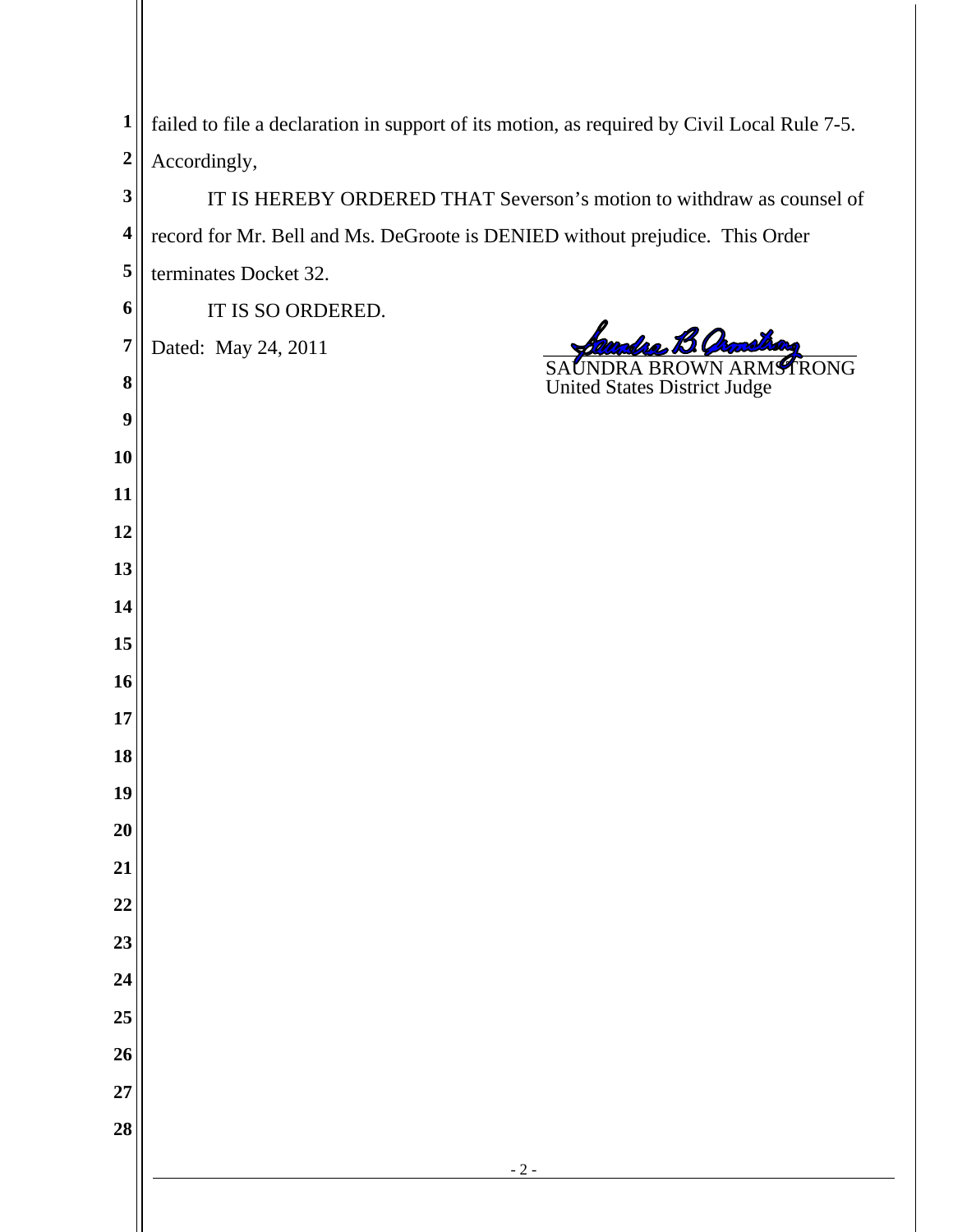failed to file a declaration in support of its motion, as required by Civil Local Rule 7-5. Accordingly,

IT IS HEREBY ORDERED THAT Severson's motion to withdraw as counsel of record for Mr. Bell and Ms. DeGroote is DENIED without prejudice. This Order terminates Docket 32.

IT IS SO ORDERED.

Dated: May 24, 2011

SAUNDRA BROWN ARMSTRONG
United States District Judge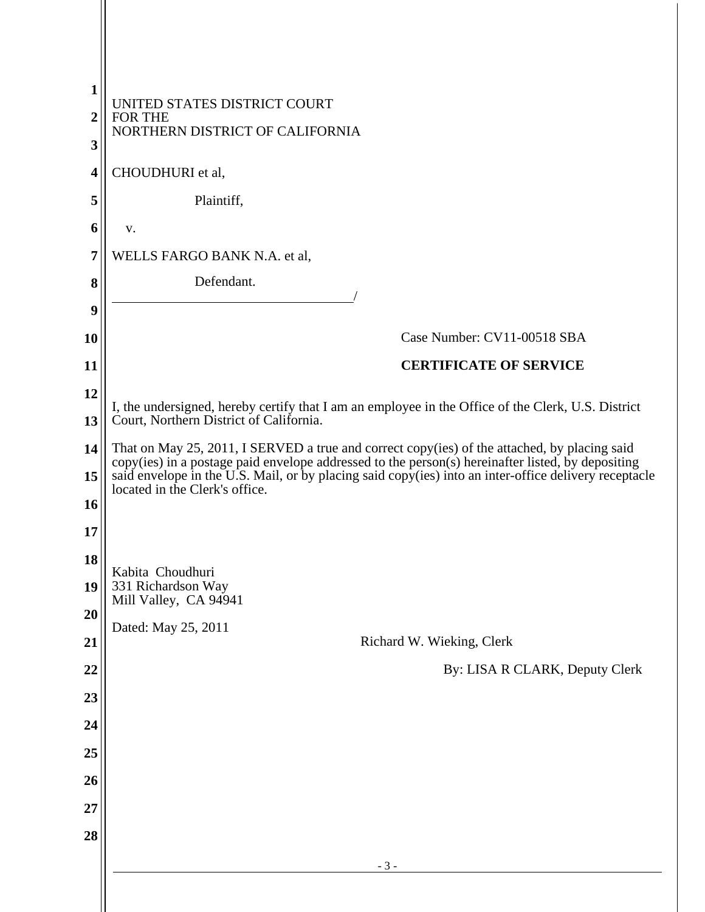UNITED STATES DISTRICT COURT
FOR THE
NORTHERN DISTRICT OF CALIFORNIA

CHOUDHURI et al,

Plaintiff,

v.

WELLS FARGO BANK N.A. et al,

Defendant.

/

Case Number: CV11-00518 SBA

**CERTIFICATE OF SERVICE**

I, the undersigned, hereby certify that I am an employee in the Office of the Clerk, U.S. District Court, Northern District of California.

That on May 25, 2011, I SERVED a true and correct copy(ies) of the attached, by placing said copy(ies) in a postage paid envelope addressed to the person(s) hereinafter listed, by depositing said envelope in the U.S. Mail, or by placing said copy(ies) into an inter-office delivery receptacle located in the Clerk's office.

Kabita Choudhuri
331 Richardson Way
Mill Valley, CA 94941

Dated: May 25, 2011

Richard W. Wieking, Clerk

By: LISA R CLARK, Deputy Clerk